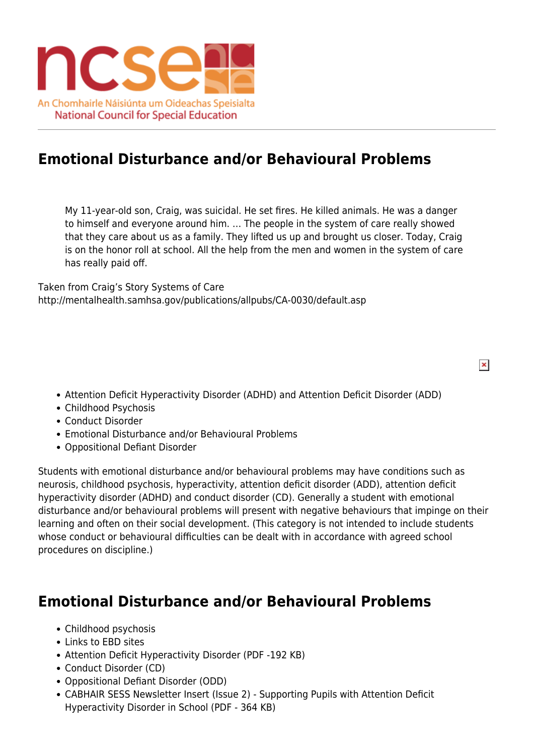An Chomhairle Náisiúnta um Oideachas Speisialta
National Council for Special Education

# Emotional Disturbance and/or Behavioural Problems

> My 11-year-old son, Craig, was suicidal. He set fires. He killed animals. He was a danger to himself and everyone around him. ... The people in the system of care really showed that they care about us as a family. They lifted us up and brought us closer. Today, Craig is on the honor roll at school. All the help from the men and women in the system of care has really paid off.

Taken from Craig's Story Systems of Care
http://mentalhealth.samhsa.gov/publications/allpubs/CA-0030/default.asp

- Attention Deficit Hyperactivity Disorder (ADHD) and Attention Deficit Disorder (ADD)
- Childhood Psychosis
- Conduct Disorder
- Emotional Disturbance and/or Behavioural Problems
- Oppositional Defiant Disorder

Students with emotional disturbance and/or behavioural problems may have conditions such as neurosis, childhood psychosis, hyperactivity, attention deficit disorder (ADD), attention deficit hyperactivity disorder (ADHD) and conduct disorder (CD). Generally a student with emotional disturbance and/or behavioural problems will present with negative behaviours that impinge on their learning and often on their social development. (This category is not intended to include students whose conduct or behavioural difficulties can be dealt with in accordance with agreed school procedures on discipline.)

## Emotional Disturbance and/or Behavioural Problems

- Childhood psychosis
- Links to EBD sites
- Attention Deficit Hyperactivity Disorder (PDF -192 KB)
- Conduct Disorder (CD)
- Oppositional Defiant Disorder (ODD)
- CABHAIR SESS Newsletter Insert (Issue 2) - Supporting Pupils with Attention Deficit Hyperactivity Disorder in School (PDF - 364 KB)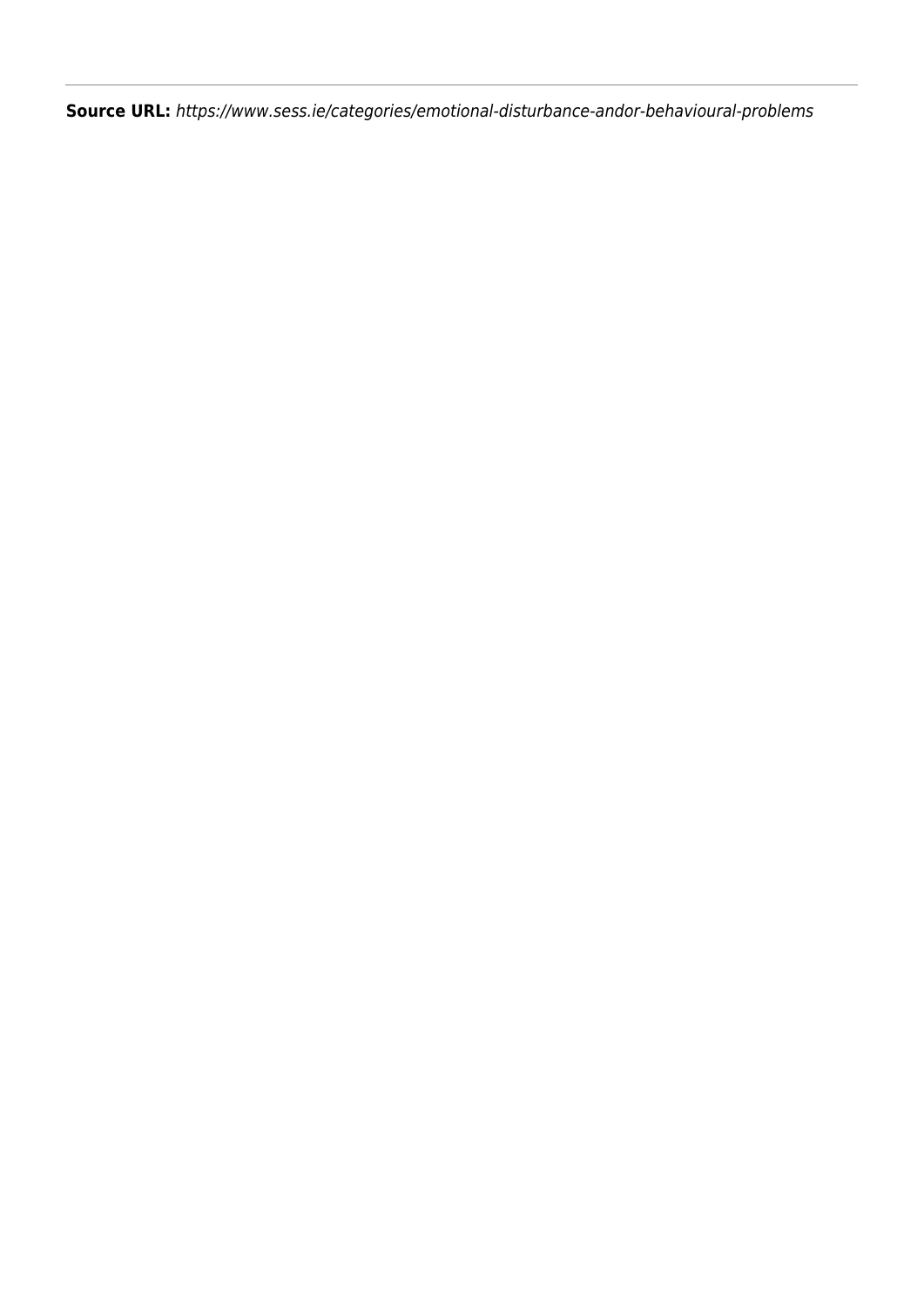---

**Source URL:** *https://www.sess.ie/categories/emotional-disturbance-andor-behavioural-problems*